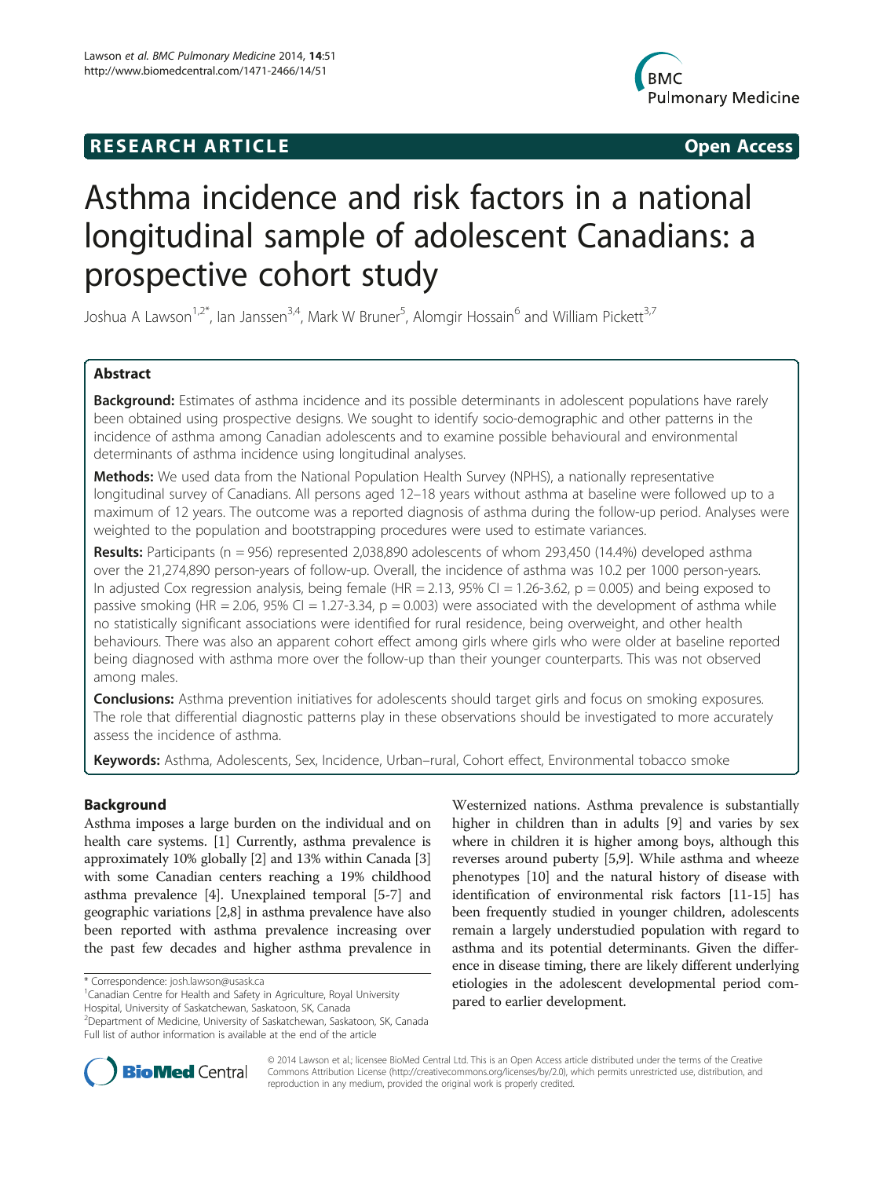**RESEARCH ARTICLE** **Open Access**

# Asthma incidence and risk factors in a national longitudinal sample of adolescent Canadians: a prospective cohort study

Joshua A Lawson[1,2*], Ian Janssen[3,4], Mark W Bruner[5], Alomgir Hossain[6] and William Pickett[3,7]

## Abstract

**Background:** Estimates of asthma incidence and its possible determinants in adolescent populations have rarely been obtained using prospective designs. We sought to identify socio-demographic and other patterns in the incidence of asthma among Canadian adolescents and to examine possible behavioural and environmental determinants of asthma incidence using longitudinal analyses.

**Methods:** We used data from the National Population Health Survey (NPHS), a nationally representative longitudinal survey of Canadians. All persons aged 12–18 years without asthma at baseline were followed up to a maximum of 12 years. The outcome was a reported diagnosis of asthma during the follow-up period. Analyses were weighted to the population and bootstrapping procedures were used to estimate variances.

**Results:** Participants (n = 956) represented 2,038,890 adolescents of whom 293,450 (14.4%) developed asthma over the 21,274,890 person-years of follow-up. Overall, the incidence of asthma was 10.2 per 1000 person-years. In adjusted Cox regression analysis, being female (HR = 2.13, 95% CI = 1.26-3.62, p = 0.005) and being exposed to passive smoking (HR = 2.06, 95% CI = 1.27-3.34, p = 0.003) were associated with the development of asthma while no statistically significant associations were identified for rural residence, being overweight, and other health behaviours. There was also an apparent cohort effect among girls where girls who were older at baseline reported being diagnosed with asthma more over the follow-up than their younger counterparts. This was not observed among males.

**Conclusions:** Asthma prevention initiatives for adolescents should target girls and focus on smoking exposures. The role that differential diagnostic patterns play in these observations should be investigated to more accurately assess the incidence of asthma.

**Keywords:** Asthma, Adolescents, Sex, Incidence, Urban–rural, Cohort effect, Environmental tobacco smoke

## Background

Asthma imposes a large burden on the individual and on health care systems. [1] Currently, asthma prevalence is approximately 10% globally [2] and 13% within Canada [3] with some Canadian centers reaching a 19% childhood asthma prevalence [4]. Unexplained temporal [5-7] and geographic variations [2,8] in asthma prevalence have also been reported with asthma prevalence increasing over the past few decades and higher asthma prevalence in Westernized nations. Asthma prevalence is substantially higher in children than in adults [9] and varies by sex where in children it is higher among boys, although this reverses around puberty [5,9]. While asthma and wheeze phenotypes [10] and the natural history of disease with identification of environmental risk factors [11-15] has been frequently studied in younger children, adolescents remain a largely understudied population with regard to asthma and its potential determinants. Given the difference in disease timing, there are likely different underlying etiologies in the adolescent developmental period compared to earlier development.

\* Correspondence: josh.lawson@usask.ca
[1]Canadian Centre for Health and Safety in Agriculture, Royal University Hospital, University of Saskatchewan, Saskatoon, SK, Canada
[2]Department of Medicine, University of Saskatchewan, Saskatoon, SK, Canada
Full list of author information is available at the end of the article

© 2014 Lawson et al.; licensee BioMed Central Ltd. This is an Open Access article distributed under the terms of the Creative Commons Attribution License (http://creativecommons.org/licenses/by/2.0), which permits unrestricted use, distribution, and reproduction in any medium, provided the original work is properly credited.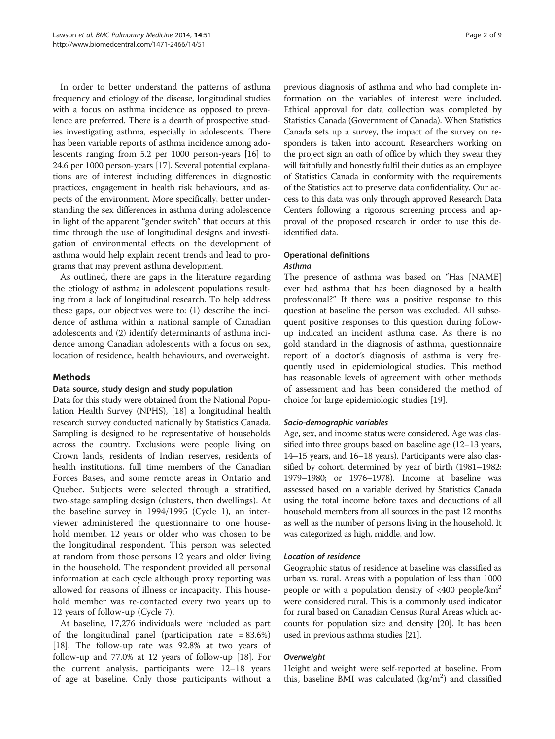In order to better understand the patterns of asthma frequency and etiology of the disease, longitudinal studies with a focus on asthma incidence as opposed to prevalence are preferred. There is a dearth of prospective studies investigating asthma, especially in adolescents. There has been variable reports of asthma incidence among adolescents ranging from 5.2 per 1000 person-years [16] to 24.6 per 1000 person-years [17]. Several potential explanations are of interest including differences in diagnostic practices, engagement in health risk behaviours, and aspects of the environment. More specifically, better understanding the sex differences in asthma during adolescence in light of the apparent "gender switch" that occurs at this time through the use of longitudinal designs and investigation of environmental effects on the development of asthma would help explain recent trends and lead to programs that may prevent asthma development.

As outlined, there are gaps in the literature regarding the etiology of asthma in adolescent populations resulting from a lack of longitudinal research. To help address these gaps, our objectives were to: (1) describe the incidence of asthma within a national sample of Canadian adolescents and (2) identify determinants of asthma incidence among Canadian adolescents with a focus on sex, location of residence, health behaviours, and overweight.

## Methods

### Data source, study design and study population

Data for this study were obtained from the National Population Health Survey (NPHS), [18] a longitudinal health research survey conducted nationally by Statistics Canada. Sampling is designed to be representative of households across the country. Exclusions were people living on Crown lands, residents of Indian reserves, residents of health institutions, full time members of the Canadian Forces Bases, and some remote areas in Ontario and Quebec. Subjects were selected through a stratified, two-stage sampling design (clusters, then dwellings). At the baseline survey in 1994/1995 (Cycle 1), an interviewer administered the questionnaire to one household member, 12 years or older who was chosen to be the longitudinal respondent. This person was selected at random from those persons 12 years and older living in the household. The respondent provided all personal information at each cycle although proxy reporting was allowed for reasons of illness or incapacity. This household member was re-contacted every two years up to 12 years of follow-up (Cycle 7).

At baseline, 17,276 individuals were included as part of the longitudinal panel (participation rate = 83.6%) [18]. The follow-up rate was 92.8% at two years of follow-up and 77.0% at 12 years of follow-up [18]. For the current analysis, participants were 12–18 years of age at baseline. Only those participants without a previous diagnosis of asthma and who had complete information on the variables of interest were included. Ethical approval for data collection was completed by Statistics Canada (Government of Canada). When Statistics Canada sets up a survey, the impact of the survey on responders is taken into account. Researchers working on the project sign an oath of office by which they swear they will faithfully and honestly fulfil their duties as an employee of Statistics Canada in conformity with the requirements of the Statistics act to preserve data confidentiality. Our access to this data was only through approved Research Data Centers following a rigorous screening process and approval of the proposed research in order to use this de-identified data.

### Operational definitions

#### *Asthma*

The presence of asthma was based on "Has [NAME] ever had asthma that has been diagnosed by a health professional?" If there was a positive response to this question at baseline the person was excluded. All subsequent positive responses to this question during follow-up indicated an incident asthma case. As there is no gold standard in the diagnosis of asthma, questionnaire report of a doctor's diagnosis of asthma is very frequently used in epidemiological studies. This method has reasonable levels of agreement with other methods of assessment and has been considered the method of choice for large epidemiologic studies [19].

#### *Socio-demographic variables*

Age, sex, and income status were considered. Age was classified into three groups based on baseline age (12–13 years, 14–15 years, and 16–18 years). Participants were also classified by cohort, determined by year of birth (1981–1982; 1979–1980; or 1976–1978). Income at baseline was assessed based on a variable derived by Statistics Canada using the total income before taxes and deductions of all household members from all sources in the past 12 months as well as the number of persons living in the household. It was categorized as high, middle, and low.

#### *Location of residence*

Geographic status of residence at baseline was classified as urban vs. rural. Areas with a population of less than 1000 people or with a population density of <400 people/km$^2$ were considered rural. This is a commonly used indicator for rural based on Canadian Census Rural Areas which accounts for population size and density [20]. It has been used in previous asthma studies [21].

#### *Overweight*

Height and weight were self-reported at baseline. From this, baseline BMI was calculated (kg/m$^2$) and classified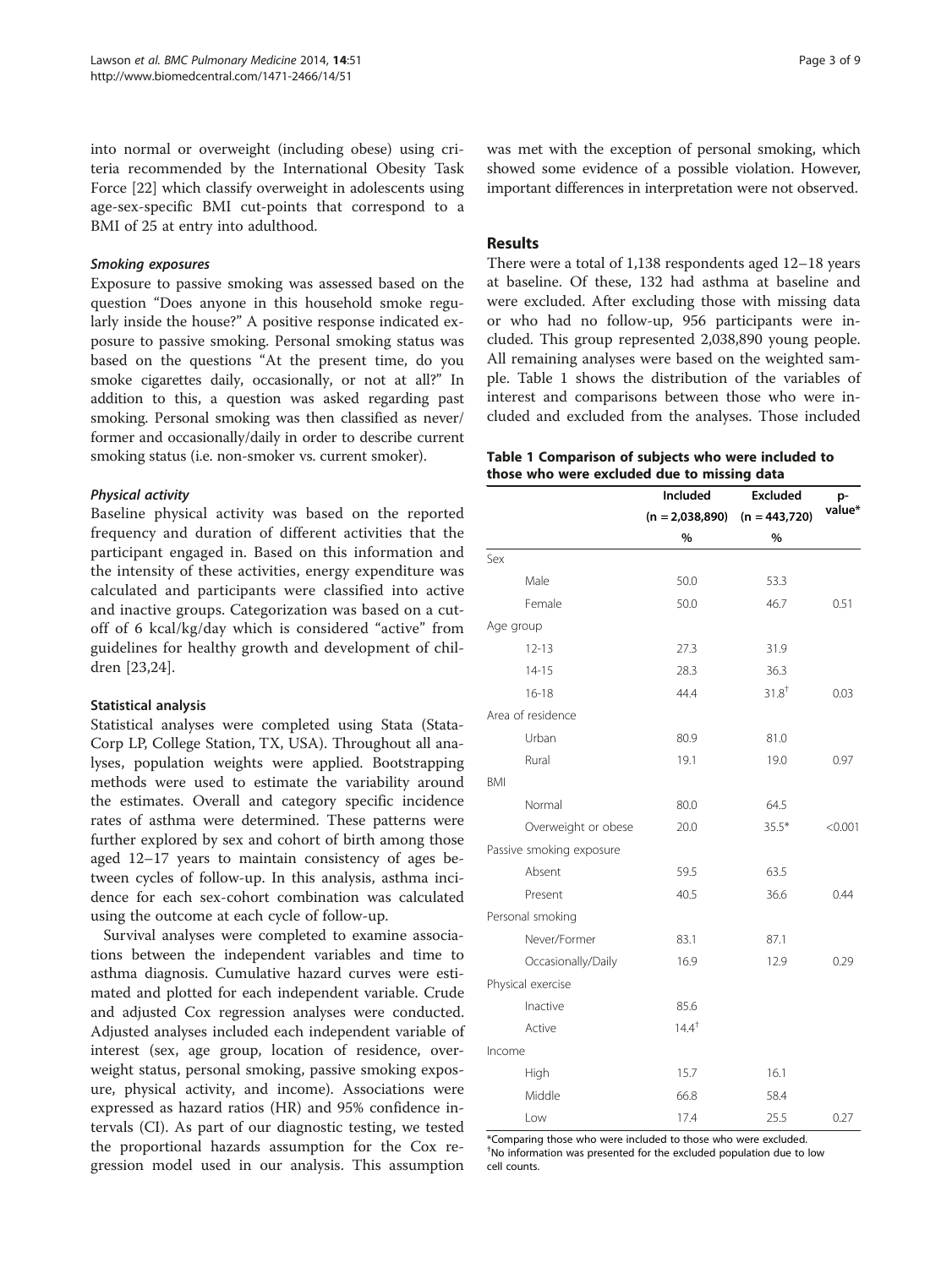into normal or overweight (including obese) using criteria recommended by the International Obesity Task Force [22] which classify overweight in adolescents using age-sex-specific BMI cut-points that correspond to a BMI of 25 at entry into adulthood.

#### *Smoking exposures*

Exposure to passive smoking was assessed based on the question "Does anyone in this household smoke regularly inside the house?" A positive response indicated exposure to passive smoking. Personal smoking status was based on the questions "At the present time, do you smoke cigarettes daily, occasionally, or not at all?" In addition to this, a question was asked regarding past smoking. Personal smoking was then classified as never/former and occasionally/daily in order to describe current smoking status (i.e. non-smoker vs. current smoker).

#### *Physical activity*

Baseline physical activity was based on the reported frequency and duration of different activities that the participant engaged in. Based on this information and the intensity of these activities, energy expenditure was calculated and participants were classified into active and inactive groups. Categorization was based on a cutoff of 6 kcal/kg/day which is considered "active" from guidelines for healthy growth and development of children [23,24].

### Statistical analysis

Statistical analyses were completed using Stata (StataCorp LP, College Station, TX, USA). Throughout all analyses, population weights were applied. Bootstrapping methods were used to estimate the variability around the estimates. Overall and category specific incidence rates of asthma were determined. These patterns were further explored by sex and cohort of birth among those aged 12–17 years to maintain consistency of ages between cycles of follow-up. In this analysis, asthma incidence for each sex-cohort combination was calculated using the outcome at each cycle of follow-up.

Survival analyses were completed to examine associations between the independent variables and time to asthma diagnosis. Cumulative hazard curves were estimated and plotted for each independent variable. Crude and adjusted Cox regression analyses were conducted. Adjusted analyses included each independent variable of interest (sex, age group, location of residence, overweight status, personal smoking, passive smoking exposure, physical activity, and income). Associations were expressed as hazard ratios (HR) and 95% confidence intervals (CI). As part of our diagnostic testing, we tested the proportional hazards assumption for the Cox regression model used in our analysis. This assumption was met with the exception of personal smoking, which showed some evidence of a possible violation. However, important differences in interpretation were not observed.

## Results

There were a total of 1,138 respondents aged 12–18 years at baseline. Of these, 132 had asthma at baseline and were excluded. After excluding those with missing data or who had no follow-up, 956 participants were included. This group represented 2,038,890 young people. All remaining analyses were based on the weighted sample. Table 1 shows the distribution of the variables of interest and comparisons between those who were included and excluded from the analyses. Those included

**Table 1 Comparison of subjects who were included to those who were excluded due to missing data**

| | Included (n = 2,038,890) % | Excluded (n = 443,720) % | p-value* |
|---|---|---|---|
| Sex | | | |
| Male | 50.0 | 53.3 | |
| Female | 50.0 | 46.7 | 0.51 |
| Age group | | | |
| 12-13 | 27.3 | 31.9 | |
| 14-15 | 28.3 | 36.3 | |
| 16-18 | 44.4 | 31.8[†] | 0.03 |
| Area of residence | | | |
| Urban | 80.9 | 81.0 | |
| Rural | 19.1 | 19.0 | 0.97 |
| BMI | | | |
| Normal | 80.0 | 64.5 | |
| Overweight or obese | 20.0 | 35.5* | <0.001 |
| Passive smoking exposure | | | |
| Absent | 59.5 | 63.5 | |
| Present | 40.5 | 36.6 | 0.44 |
| Personal smoking | | | |
| Never/Former | 83.1 | 87.1 | |
| Occasionally/Daily | 16.9 | 12.9 | 0.29 |
| Physical exercise | | | |
| Inactive | 85.6 | | |
| Active | 14.4[†] | | |
| Income | | | |
| High | 15.7 | 16.1 | |
| Middle | 66.8 | 58.4 | |
| Low | 17.4 | 25.5 | 0.27 |

*Comparing those who were included to those who were excluded.
[†]No information was presented for the excluded population due to low cell counts.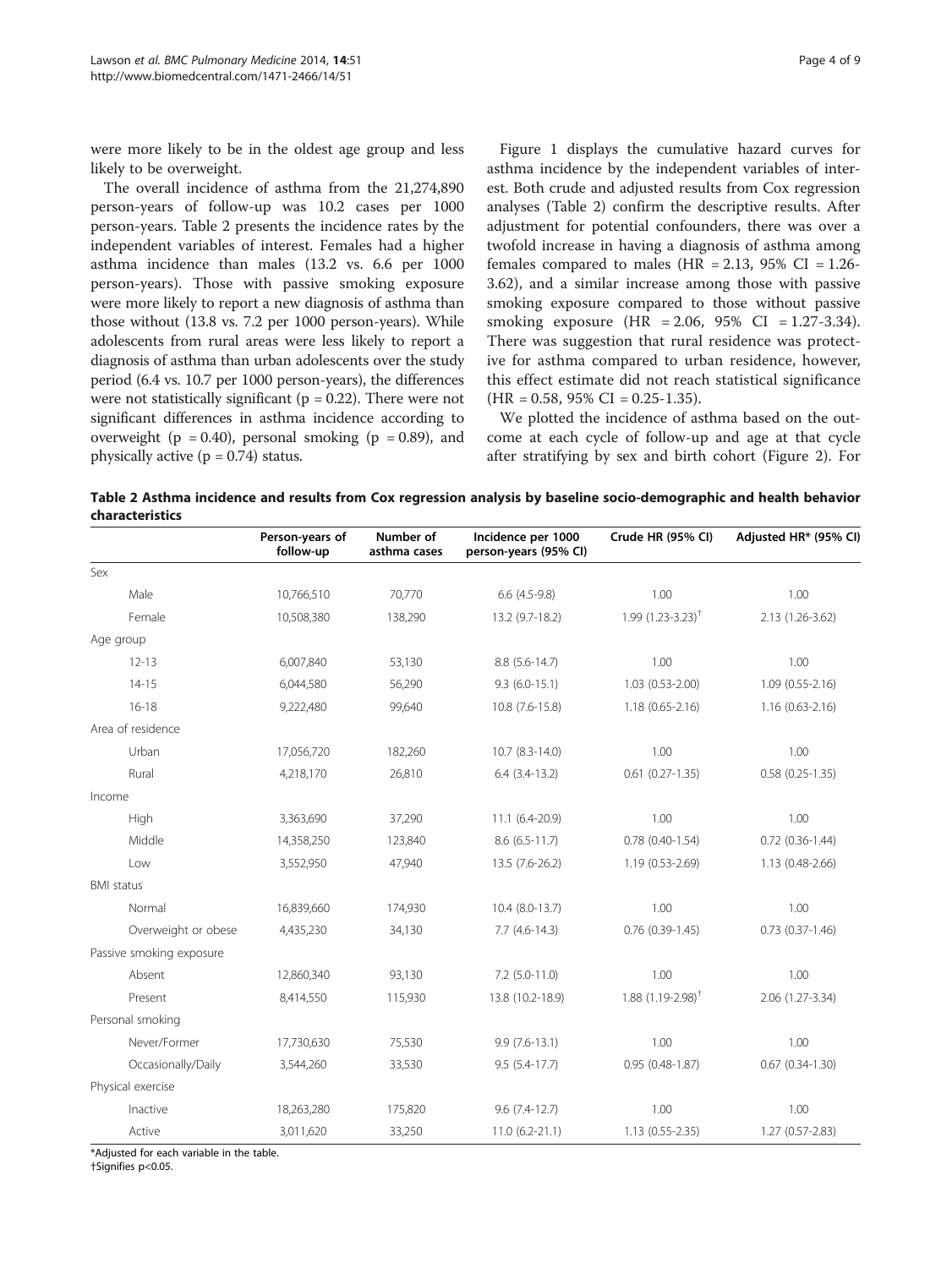were more likely to be in the oldest age group and less likely to be overweight.

The overall incidence of asthma from the 21,274,890 person-years of follow-up was 10.2 cases per 1000 person-years. Table 2 presents the incidence rates by the independent variables of interest. Females had a higher asthma incidence than males (13.2 vs. 6.6 per 1000 person-years). Those with passive smoking exposure were more likely to report a new diagnosis of asthma than those without (13.8 vs. 7.2 per 1000 person-years). While adolescents from rural areas were less likely to report a diagnosis of asthma than urban adolescents over the study period (6.4 vs. 10.7 per 1000 person-years), the differences were not statistically significant ($p = 0.22$). There were not significant differences in asthma incidence according to overweight ($p = 0.40$), personal smoking ($p = 0.89$), and physically active ($p = 0.74$) status.

Figure 1 displays the cumulative hazard curves for asthma incidence by the independent variables of interest. Both crude and adjusted results from Cox regression analyses (Table 2) confirm the descriptive results. After adjustment for potential confounders, there was over a twofold increase in having a diagnosis of asthma among females compared to males (HR = 2.13, 95% CI = 1.26-3.62), and a similar increase among those with passive smoking exposure compared to those without passive smoking exposure (HR = 2.06, 95% CI = 1.27-3.34). There was suggestion that rural residence was protective for asthma compared to urban residence, however, this effect estimate did not reach statistical significance (HR = 0.58, 95% CI = 0.25-1.35).

We plotted the incidence of asthma based on the outcome at each cycle of follow-up and age at that cycle after stratifying by sex and birth cohort (Figure 2). For

**Table 2 Asthma incidence and results from Cox regression analysis by baseline socio-demographic and health behavior characteristics**

| | Person-years of follow-up | Number of asthma cases | Incidence per 1000 person-years (95% CI) | Crude HR (95% CI) | Adjusted HR* (95% CI) |
|---|---|---|---|---|---|
| Sex | | | | | |
| Male | 10,766,510 | 70,770 | 6.6 (4.5-9.8) | 1.00 | 1.00 |
| Female | 10,508,380 | 138,290 | 13.2 (9.7-18.2) | 1.99 (1.23-3.23)† | 2.13 (1.26-3.62) |
| Age group | | | | | |
| 12-13 | 6,007,840 | 53,130 | 8.8 (5.6-14.7) | 1.00 | 1.00 |
| 14-15 | 6,044,580 | 56,290 | 9.3 (6.0-15.1) | 1.03 (0.53-2.00) | 1.09 (0.55-2.16) |
| 16-18 | 9,222,480 | 99,640 | 10.8 (7.6-15.8) | 1.18 (0.65-2.16) | 1.16 (0.63-2.16) |
| Area of residence | | | | | |
| Urban | 17,056,720 | 182,260 | 10.7 (8.3-14.0) | 1.00 | 1.00 |
| Rural | 4,218,170 | 26,810 | 6.4 (3.4-13.2) | 0.61 (0.27-1.35) | 0.58 (0.25-1.35) |
| Income | | | | | |
| High | 3,363,690 | 37,290 | 11.1 (6.4-20.9) | 1.00 | 1.00 |
| Middle | 14,358,250 | 123,840 | 8.6 (6.5-11.7) | 0.78 (0.40-1.54) | 0.72 (0.36-1.44) |
| Low | 3,552,950 | 47,940 | 13.5 (7.6-26.2) | 1.19 (0.53-2.69) | 1.13 (0.48-2.66) |
| BMI status | | | | | |
| Normal | 16,839,660 | 174,930 | 10.4 (8.0-13.7) | 1.00 | 1.00 |
| Overweight or obese | 4,435,230 | 34,130 | 7.7 (4.6-14.3) | 0.76 (0.39-1.45) | 0.73 (0.37-1.46) |
| Passive smoking exposure | | | | | |
| Absent | 12,860,340 | 93,130 | 7.2 (5.0-11.0) | 1.00 | 1.00 |
| Present | 8,414,550 | 115,930 | 13.8 (10.2-18.9) | 1.88 (1.19-2.98)† | 2.06 (1.27-3.34) |
| Personal smoking | | | | | |
| Never/Former | 17,730,630 | 75,530 | 9.9 (7.6-13.1) | 1.00 | 1.00 |
| Occasionally/Daily | 3,544,260 | 33,530 | 9.5 (5.4-17.7) | 0.95 (0.48-1.87) | 0.67 (0.34-1.30) |
| Physical exercise | | | | | |
| Inactive | 18,263,280 | 175,820 | 9.6 (7.4-12.7) | 1.00 | 1.00 |
| Active | 3,011,620 | 33,250 | 11.0 (6.2-21.1) | 1.13 (0.55-2.35) | 1.27 (0.57-2.83) |

*Adjusted for each variable in the table.
†Signifies $p<0.05$.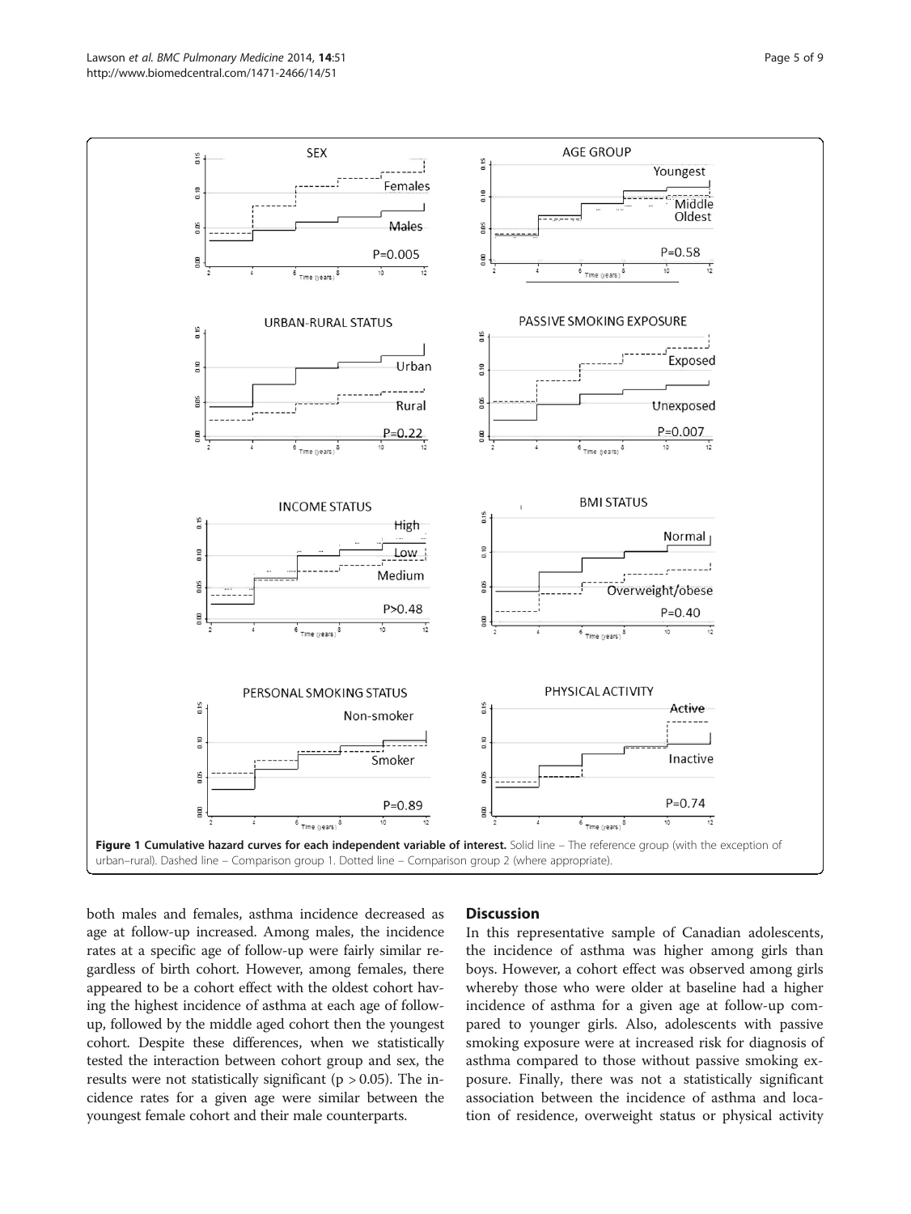**Figure 1 Cumulative hazard curves for each independent variable of interest.** Solid line – The reference group (with the exception of urban–rural). Dashed line – Comparison group 1. Dotted line – Comparison group 2 (where appropriate).

both males and females, asthma incidence decreased as age at follow-up increased. Among males, the incidence rates at a specific age of follow-up were fairly similar regardless of birth cohort. However, among females, there appeared to be a cohort effect with the oldest cohort having the highest incidence of asthma at each age of follow-up, followed by the middle aged cohort then the youngest cohort. Despite these differences, when we statistically tested the interaction between cohort group and sex, the results were not statistically significant ($p > 0.05$). The incidence rates for a given age were similar between the youngest female cohort and their male counterparts.

## Discussion

In this representative sample of Canadian adolescents, the incidence of asthma was higher among girls than boys. However, a cohort effect was observed among girls whereby those who were older at baseline had a higher incidence of asthma for a given age at follow-up compared to younger girls. Also, adolescents with passive smoking exposure were at increased risk for diagnosis of asthma compared to those without passive smoking exposure. Finally, there was not a statistically significant association between the incidence of asthma and location of residence, overweight status or physical activity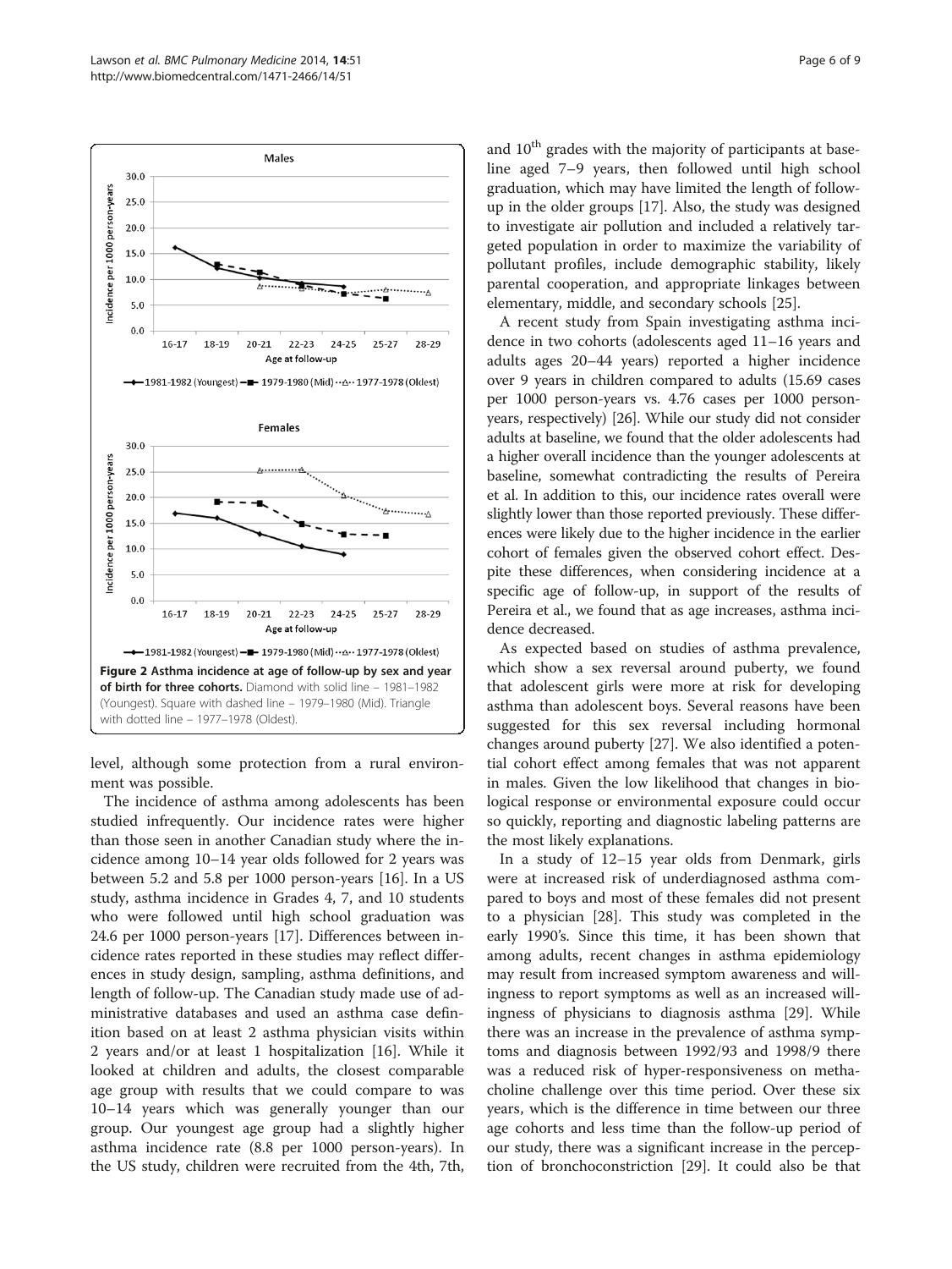Figure 2 Asthma incidence at age of follow-up by sex and year of birth for three cohorts. Diamond with solid line – 1981–1982 (Youngest). Square with dashed line – 1979–1980 (Mid). Triangle with dotted line – 1977–1978 (Oldest).

level, although some protection from a rural environment was possible.

The incidence of asthma among adolescents has been studied infrequently. Our incidence rates were higher than those seen in another Canadian study where the incidence among 10–14 year olds followed for 2 years was between 5.2 and 5.8 per 1000 person-years [16]. In a US study, asthma incidence in Grades 4, 7, and 10 students who were followed until high school graduation was 24.6 per 1000 person-years [17]. Differences between incidence rates reported in these studies may reflect differences in study design, sampling, asthma definitions, and length of follow-up. The Canadian study made use of administrative databases and used an asthma case definition based on at least 2 asthma physician visits within 2 years and/or at least 1 hospitalization [16]. While it looked at children and adults, the closest comparable age group with results that we could compare to was 10–14 years which was generally younger than our group. Our youngest age group had a slightly higher asthma incidence rate (8.8 per 1000 person-years). In the US study, children were recruited from the 4th, 7th, and 10th grades with the majority of participants at baseline aged 7–9 years, then followed until high school graduation, which may have limited the length of follow-up in the older groups [17]. Also, the study was designed to investigate air pollution and included a relatively targeted population in order to maximize the variability of pollutant profiles, include demographic stability, likely parental cooperation, and appropriate linkages between elementary, middle, and secondary schools [25].

A recent study from Spain investigating asthma incidence in two cohorts (adolescents aged 11–16 years and adults ages 20–44 years) reported a higher incidence over 9 years in children compared to adults (15.69 cases per 1000 person-years vs. 4.76 cases per 1000 person-years, respectively) [26]. While our study did not consider adults at baseline, we found that the older adolescents had a higher overall incidence than the younger adolescents at baseline, somewhat contradicting the results of Pereira et al. In addition to this, our incidence rates overall were slightly lower than those reported previously. These differences were likely due to the higher incidence in the earlier cohort of females given the observed cohort effect. Despite these differences, when considering incidence at a specific age of follow-up, in support of the results of Pereira et al., we found that as age increases, asthma incidence decreased.

As expected based on studies of asthma prevalence, which show a sex reversal around puberty, we found that adolescent girls were more at risk for developing asthma than adolescent boys. Several reasons have been suggested for this sex reversal including hormonal changes around puberty [27]. We also identified a potential cohort effect among females that was not apparent in males. Given the low likelihood that changes in biological response or environmental exposure could occur so quickly, reporting and diagnostic labeling patterns are the most likely explanations.

In a study of 12–15 year olds from Denmark, girls were at increased risk of underdiagnosed asthma compared to boys and most of these females did not present to a physician [28]. This study was completed in the early 1990's. Since this time, it has been shown that among adults, recent changes in asthma epidemiology may result from increased symptom awareness and willingness to report symptoms as well as an increased willingness of physicians to diagnosis asthma [29]. While there was an increase in the prevalence of asthma symptoms and diagnosis between 1992/93 and 1998/9 there was a reduced risk of hyper-responsiveness on methacholine challenge over this time period. Over these six years, which is the difference in time between our three age cohorts and less time than the follow-up period of our study, there was a significant increase in the perception of bronchoconstriction [29]. It could also be that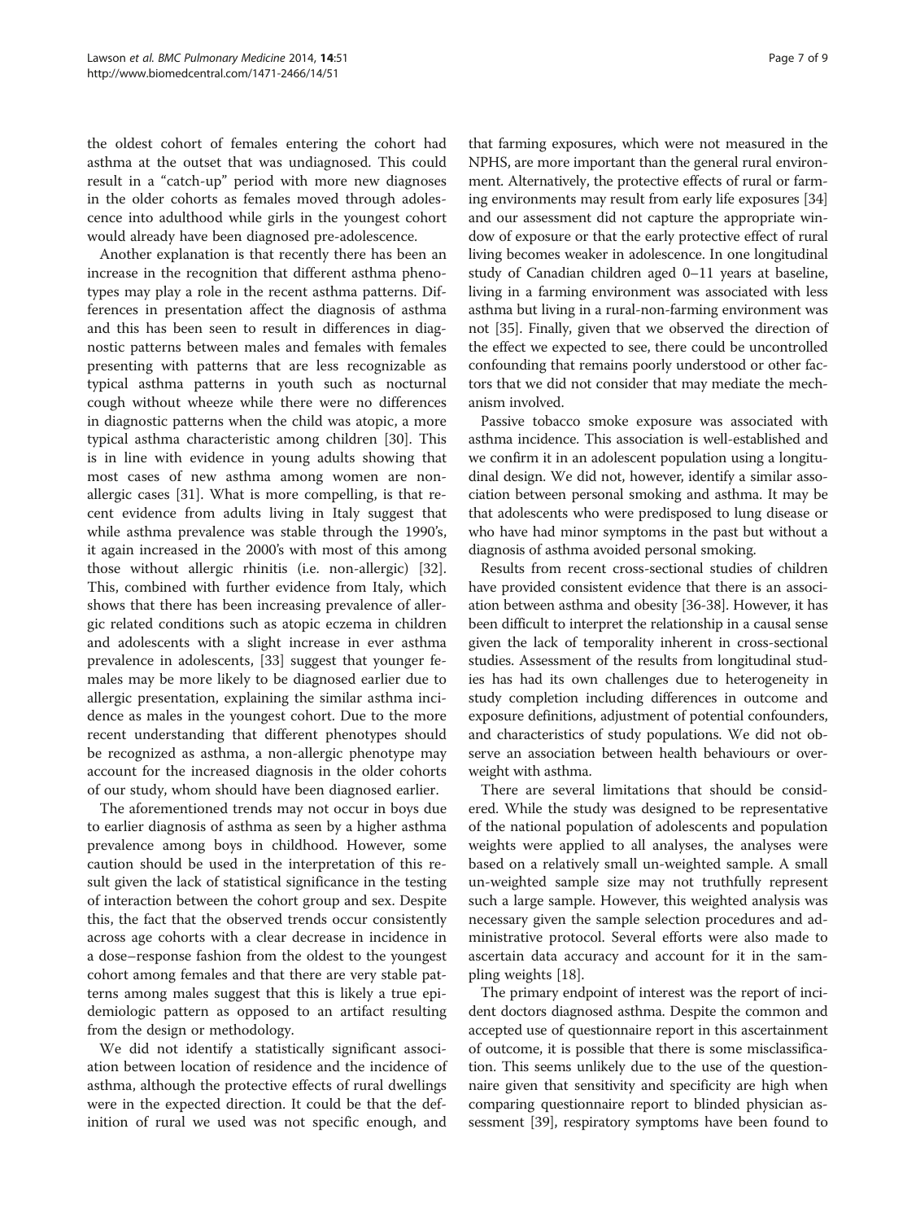the oldest cohort of females entering the cohort had asthma at the outset that was undiagnosed. This could result in a "catch-up" period with more new diagnoses in the older cohorts as females moved through adolescence into adulthood while girls in the youngest cohort would already have been diagnosed pre-adolescence.

Another explanation is that recently there has been an increase in the recognition that different asthma phenotypes may play a role in the recent asthma patterns. Differences in presentation affect the diagnosis of asthma and this has been seen to result in differences in diagnostic patterns between males and females with females presenting with patterns that are less recognizable as typical asthma patterns in youth such as nocturnal cough without wheeze while there were no differences in diagnostic patterns when the child was atopic, a more typical asthma characteristic among children [30]. This is in line with evidence in young adults showing that most cases of new asthma among women are non-allergic cases [31]. What is more compelling, is that recent evidence from adults living in Italy suggest that while asthma prevalence was stable through the 1990's, it again increased in the 2000's with most of this among those without allergic rhinitis (i.e. non-allergic) [32]. This, combined with further evidence from Italy, which shows that there has been increasing prevalence of allergic related conditions such as atopic eczema in children and adolescents with a slight increase in ever asthma prevalence in adolescents, [33] suggest that younger females may be more likely to be diagnosed earlier due to allergic presentation, explaining the similar asthma incidence as males in the youngest cohort. Due to the more recent understanding that different phenotypes should be recognized as asthma, a non-allergic phenotype may account for the increased diagnosis in the older cohorts of our study, whom should have been diagnosed earlier.

The aforementioned trends may not occur in boys due to earlier diagnosis of asthma as seen by a higher asthma prevalence among boys in childhood. However, some caution should be used in the interpretation of this result given the lack of statistical significance in the testing of interaction between the cohort group and sex. Despite this, the fact that the observed trends occur consistently across age cohorts with a clear decrease in incidence in a dose–response fashion from the oldest to the youngest cohort among females and that there are very stable patterns among males suggest that this is likely a true epidemiologic pattern as opposed to an artifact resulting from the design or methodology.

We did not identify a statistically significant association between location of residence and the incidence of asthma, although the protective effects of rural dwellings were in the expected direction. It could be that the definition of rural we used was not specific enough, and that farming exposures, which were not measured in the NPHS, are more important than the general rural environment. Alternatively, the protective effects of rural or farming environments may result from early life exposures [34] and our assessment did not capture the appropriate window of exposure or that the early protective effect of rural living becomes weaker in adolescence. In one longitudinal study of Canadian children aged 0–11 years at baseline, living in a farming environment was associated with less asthma but living in a rural-non-farming environment was not [35]. Finally, given that we observed the direction of the effect we expected to see, there could be uncontrolled confounding that remains poorly understood or other factors that we did not consider that may mediate the mechanism involved.

Passive tobacco smoke exposure was associated with asthma incidence. This association is well-established and we confirm it in an adolescent population using a longitudinal design. We did not, however, identify a similar association between personal smoking and asthma. It may be that adolescents who were predisposed to lung disease or who have had minor symptoms in the past but without a diagnosis of asthma avoided personal smoking.

Results from recent cross-sectional studies of children have provided consistent evidence that there is an association between asthma and obesity [36-38]. However, it has been difficult to interpret the relationship in a causal sense given the lack of temporality inherent in cross-sectional studies. Assessment of the results from longitudinal studies has had its own challenges due to heterogeneity in study completion including differences in outcome and exposure definitions, adjustment of potential confounders, and characteristics of study populations. We did not observe an association between health behaviours or overweight with asthma.

There are several limitations that should be considered. While the study was designed to be representative of the national population of adolescents and population weights were applied to all analyses, the analyses were based on a relatively small un-weighted sample. A small un-weighted sample size may not truthfully represent such a large sample. However, this weighted analysis was necessary given the sample selection procedures and administrative protocol. Several efforts were also made to ascertain data accuracy and account for it in the sampling weights [18].

The primary endpoint of interest was the report of incident doctors diagnosed asthma. Despite the common and accepted use of questionnaire report in this ascertainment of outcome, it is possible that there is some misclassification. This seems unlikely due to the use of the questionnaire given that sensitivity and specificity are high when comparing questionnaire report to blinded physician assessment [39], respiratory symptoms have been found to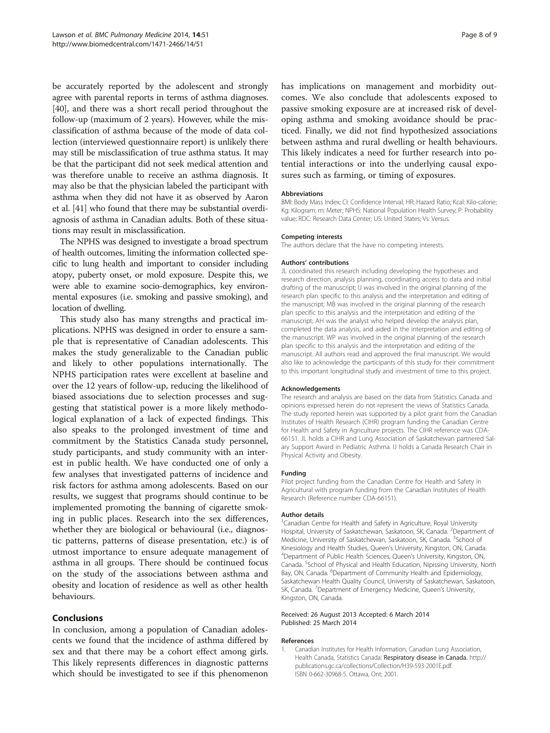be accurately reported by the adolescent and strongly agree with parental reports in terms of asthma diagnoses. [40], and there was a short recall period throughout the follow-up (maximum of 2 years). However, while the misclassification of asthma because of the mode of data collection (interviewed questionnaire report) is unlikely there may still be misclassification of true asthma status. It may be that the participant did not seek medical attention and was therefore unable to receive an asthma diagnosis. It may also be that the physician labeled the participant with asthma when they did not have it as observed by Aaron et al. [41] who found that there may be substantial overdiagnosis of asthma in Canadian adults. Both of these situations may result in misclassification.

The NPHS was designed to investigate a broad spectrum of health outcomes, limiting the information collected specific to lung health and important to consider including atopy, puberty onset, or mold exposure. Despite this, we were able to examine socio-demographics, key environmental exposures (i.e. smoking and passive smoking), and location of dwelling.

This study also has many strengths and practical implications. NPHS was designed in order to ensure a sample that is representative of Canadian adolescents. This makes the study generalizable to the Canadian public and likely to other populations internationally. The NPHS participation rates were excellent at baseline and over the 12 years of follow-up, reducing the likelihood of biased associations due to selection processes and suggesting that statistical power is a more likely methodological explanation of a lack of expected findings. This also speaks to the prolonged investment of time and commitment by the Statistics Canada study personnel, study participants, and study community with an interest in public health. We have conducted one of only a few analyses that investigated patterns of incidence and risk factors for asthma among adolescents. Based on our results, we suggest that programs should continue to be implemented promoting the banning of cigarette smoking in public places. Research into the sex differences, whether they are biological or behavioural (i.e., diagnostic patterns, patterns of disease presentation, etc.) is of utmost importance to ensure adequate management of asthma in all groups. There should be continued focus on the study of the associations between asthma and obesity and location of residence as well as other health behaviours.

## Conclusions

In conclusion, among a population of Canadian adolescents we found that the incidence of asthma differed by sex and that there may be a cohort effect among girls. This likely represents differences in diagnostic patterns which should be investigated to see if this phenomenon has implications on management and morbidity outcomes. We also conclude that adolescents exposed to passive smoking exposure are at increased risk of developing asthma and smoking avoidance should be practiced. Finally, we did not find hypothesized associations between asthma and rural dwelling or health behaviours. This likely indicates a need for further research into potential interactions or into the underlying causal exposures such as farming, or timing of exposures.

#### Abbreviations

BMI: Body Mass Index; CI: Confidence Interval; HR: Hazard Ratio; Kcal: Kilo-calorie; Kg: Kilogram; m: Meter; NPHS: National Population Health Survey; P: Probability value; RDC: Research Data Center; US: United States; Vs: Versus.

#### Competing interests

The authors declare that the have no competing interests.

#### Authors' contributions

JL coordinated this research including developing the hypotheses and research direction, analysis planning, coordinating access to data and initial drafting of the manuscript; IJ was involved in the original planning of the research plan specific to this analysis and the interpretation and editing of the manuscript; MB was involved in the original planning of the research plan specific to this analysis and the interpretation and editing of the manuscript; AH was the analyst who helped develop the analysis plan, completed the data analysis, and aided in the interpretation and editing of the manuscript. WP was involved in the original planning of the research plan specific to this analysis and the interpretation and editing of the manuscript. All authors read and approved the final manuscript. We would also like to acknowledge the participants of this study for their commitment to this important longitudinal study and investment of time to this project.

#### Acknowledgements

The research and analysis are based on the data from Statistics Canada and opinions expressed herein do not represent the views of Statistics Canada. The study reported herein was supported by a pilot grant from the Canadian Institutes of Health Research (CIHR) program funding the Canadian Centre for Health and Safety in Agriculture projects. The CIHR reference was CDA-66151. JL holds a CIHR and Lung Association of Saskatchewan partnered Salary Support Award in Pediatric Asthma. IJ holds a Canada Research Chair in Physical Activity and Obesity.

#### Funding

Pilot project funding from the Canadian Centre for Health and Safety in Agricultural with program funding from the Canadian Institutes of Health Research (Reference number CDA-66151).

#### Author details

[1]Canadian Centre for Health and Safety in Agriculture, Royal University Hospital, University of Saskatchewan, Saskatoon, SK, Canada. [2]Department of Medicine, University of Saskatchewan, Saskatoon, SK, Canada. [3]School of Kinesiology and Health Studies, Queen's University, Kingston, ON, Canada. [4]Department of Public Health Sciences, Queen's University, Kingston, ON, Canada. [5]School of Physical and Health Education, Nipissing University, North Bay, ON, Canada. [6]Department of Community Health and Epidemiology, Saskatchewan Health Quality Council, University of Saskatchewan, Saskatoon, SK, Canada. [7]Department of Emergency Medicine, Queen's University, Kingston, ON, Canada.

Received: 26 August 2013 Accepted: 6 March 2014
Published: 25 March 2014

#### References

1. Canadian Institutes for Health Information, Canadian Lung Association, Health Canada, Statistics Canada: **Respiratory disease in Canada.** http://publications.gc.ca/collections/Collection/H39-593-2001E.pdf. ISBN 0-662-30968-5. Ottawa, Ont; 2001.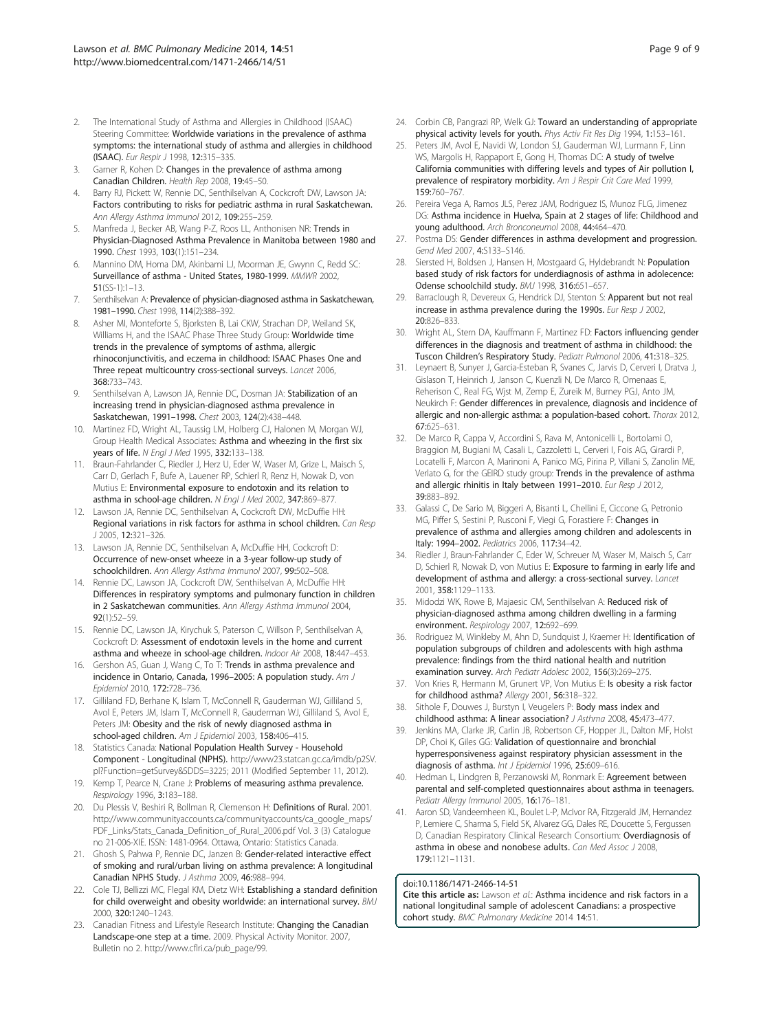2. The International Study of Asthma and Allergies in Childhood (ISAAC) Steering Committee: **Worldwide variations in the prevalence of asthma symptoms: the international study of asthma and allergies in childhood (ISAAC).** *Eur Respir J* 1998, **12**:315–335.
3. Garner R, Kohen D: **Changes in the prevalence of asthma among Canadian Children.** *Health Rep* 2008, **19**:45–50.
4. Barry RJ, Pickett W, Rennie DC, Senthilselvan A, Cockcroft DW, Lawson JA: **Factors contributing to risks for pediatric asthma in rural Saskatchewan.** *Ann Allergy Asthma Immunol* 2012, **109**:255–259.
5. Manfreda J, Becker AB, Wang P-Z, Roos LL, Anthonisen NR: **Trends in Physician-Diagnosed Asthma Prevalence in Manitoba between 1980 and 1990.** *Chest* 1993, **103**(1):151–234.
6. Mannino DM, Homa DM, Akinbami LJ, Moorman JE, Gwynn C, Redd SC: **Surveillance of asthma - United States, 1980-1999.** *MMWR* 2002, **51**(SS-1):1–13.
7. Senthilselvan A: **Prevalence of physician-diagnosed asthma in Saskatchewan, 1981–1990.** *Chest* 1998, **114**(2):388–392.
8. Asher MI, Monteforte S, Bjorksten B, Lai CKW, Strachan DP, Weiland SK, Williams H, and the ISAAC Phase Three Study Group: **Worldwide time trends in the prevalence of symptoms of asthma, allergic rhinoconjunctivitis, and eczema in childhood: ISAAC Phases One and Three repeat multicountry cross-sectional surveys.** *Lancet* 2006, **368**:733–743.
9. Senthilselvan A, Lawson JA, Rennie DC, Dosman JA: **Stabilization of an increasing trend in physician-diagnosed asthma prevalence in Saskatchewan, 1991–1998.** *Chest* 2003, **124**(2):438–448.
10. Martinez FD, Wright AL, Taussig LM, Holberg CJ, Halonen M, Morgan WJ, Group Health Medical Associates: **Asthma and wheezing in the first six years of life.** *N Engl J Med* 1995, **332**:133–138.
11. Braun-Fahrlander C, Riedler J, Herz U, Eder W, Waser M, Grize L, Maisch S, Carr D, Gerlach F, Bufe A, Lauener RP, Schierl R, Renz H, Nowak D, von Mutius E: **Environmental exposure to endotoxin and its relation to asthma in school-age children.** *N Engl J Med* 2002, **347**:869–877.
12. Lawson JA, Rennie DC, Senthilselvan A, Cockcroft DW, McDuffie HH: **Regional variations in risk factors for asthma in school children.** *Can Resp J* 2005, **12**:321–326.
13. Lawson JA, Rennie DC, Senthilselvan A, McDuffie HH, Cockcroft D: **Occurrence of new-onset wheeze in a 3-year follow-up study of schoolchildren.** *Ann Allergy Asthma Immunol* 2007, **99**:502–508.
14. Rennie DC, Lawson JA, Cockcroft DW, Senthilselvan A, McDuffie HH: **Differences in respiratory symptoms and pulmonary function in children in 2 Saskatchewan communities.** *Ann Allergy Asthma Immunol* 2004, **92**(1):52–59.
15. Rennie DC, Lawson JA, Kirychuk S, Paterson C, Willson P, Senthilselvan A, Cockcroft D: **Assessment of endotoxin levels in the home and current asthma and wheeze in school-age children.** *Indoor Air* 2008, **18**:447–453.
16. Gershon AS, Guan J, Wang C, To T: **Trends in asthma prevalence and incidence in Ontario, Canada, 1996–2005: A population study.** *Am J Epidemiol* 2010, **172**:728–736.
17. Gilliland FD, Berhane K, Islam T, McConnell R, Gauderman WJ, Gilliland S, Avol E, Peters JM, Islam T, McConnell R, Gauderman WJ, Gilliland S, Avol E, Peters JM: **Obesity and the risk of newly diagnosed asthma in school-aged children.** *Am J Epidemiol* 2003, **158**:406–415.
18. Statistics Canada: **National Population Health Survey - Household Component - Longitudinal (NPHS).** http://www23.statcan.gc.ca/imdb/p2SV.pl?Function=getSurvey&SDDS=3225; 2011 (Modified September 11, 2012).
19. Kemp T, Pearce N, Crane J: **Problems of measuring asthma prevalence.** *Respirology* 1996, **3**:183–188.
20. Du Plessis V, Beshiri R, Bollman R, Clemenson H: **Definitions of Rural.** 2001. http://www.communityaccounts.ca/communityaccounts/ca_google_maps/PDF_Links/Stats_Canada_Definition_of_Rural_2006.pdf Vol. 3 (3) Catalogue no 21-006-XIE. ISSN: 1481-0964. Ottawa, Ontario: Statistics Canada.
21. Ghosh S, Pahwa P, Rennie DC, Janzen B: **Gender-related interactive effect of smoking and rural/urban living on asthma prevalence: A longitudinal Canadian NPHS Study.** *J Asthma* 2009, **46**:988–994.
22. Cole TJ, Bellizzi MC, Flegal KM, Dietz WH: **Establishing a standard definition for child overweight and obesity worldwide: an international survey.** *BMJ* 2000, **320**:1240–1243.
23. Canadian Fitness and Lifestyle Research Institute: **Changing the Canadian Landscape-one step at a time.** 2009. Physical Activity Monitor. 2007, Bulletin no 2. http://www.cflri.ca/pub_page/99.
24. Corbin CB, Pangrazi RP, Welk GJ: **Toward an understanding of appropriate physical activity levels for youth.** *Phys Activ Fit Res Dig* 1994, **1**:153–161.
25. Peters JM, Avol E, Navidi W, London SJ, Gauderman WJ, Lurmann F, Linn WS, Margolis H, Rappaport E, Gong H, Thomas DC: **A study of twelve California communities with differing levels and types of Air pollution I, prevalence of respiratory morbidity.** *Am J Respir Crit Care Med* 1999, **159**:760–767.
26. Pereira Vega A, Ramos JLS, Perez JAM, Rodriguez IS, Munoz FLG, Jimenez DG: **Asthma incidence in Huelva, Spain at 2 stages of life: Childhood and young adulthood.** *Arch Bronconeumol* 2008, **44**:464–470.
27. Postma DS: **Gender differences in asthma development and progression.** *Gend Med* 2007, **4**:S133–S146.
28. Siersted H, Boldsen J, Hansen H, Mostgaard G, Hyldebrandt N: **Population based study of risk factors for underdiagnosis of asthma in adolecence: Odense schoolchild study.** *BMJ* 1998, **316**:651–657.
29. Barraclough R, Devereux G, Hendrick DJ, Stenton S: **Apparent but not real increase in asthma prevalence during the 1990s.** *Eur Resp J* 2002, **20**:826–833.
30. Wright AL, Stern DA, Kauffmann F, Martinez FD: **Factors influencing gender differences in the diagnosis and treatment of asthma in childhood: the Tuscon Children's Respiratory Study.** *Pediatr Pulmonol* 2006, **41**:318–325.
31. Leynaert B, Sunyer J, Garcia-Esteban R, Svanes C, Jarvis D, Cerveri I, Dratva J, Gislason T, Heinrich J, Janson C, Kuenzli N, De Marco R, Omenaas E, Reherison C, Real FG, Wjst M, Zemp E, Zureik M, Burney PGJ, Anto JM, Neukirch F: **Gender differences in prevalence, diagnosis and incidence of allergic and non-allergic asthma: a population-based cohort.** *Thorax* 2012, **67**:625–631.
32. De Marco R, Cappa V, Accordini S, Rava M, Antonicelli L, Bortolami O, Braggion M, Bugiani M, Casali L, Cazzoletti L, Cerveri I, Fois AG, Girardi P, Locatelli F, Marcon A, Marinoni A, Panico MG, Pirina P, Villani S, Zanolin ME, Verlato G, for the GEIRD study group: **Trends in the prevalence of asthma and allergic rhinitis in Italy between 1991–2010.** *Eur Resp J* 2012, **39**:883–892.
33. Galassi C, De Sario M, Biggeri A, Bisanti L, Chellini E, Ciccone G, Petronio MG, Piffer S, Sestini P, Rusconi F, Viegi G, Forastiere F: **Changes in prevalence of asthma and allergies among children and adolescents in Italy: 1994–2002.** *Pediatrics* 2006, **117**:34–42.
34. Riedler J, Braun-Fahrlander C, Eder W, Schreuer M, Waser M, Maisch S, Carr D, Schierl R, Nowak D, von Mutius E: **Exposure to farming in early life and development of asthma and allergy: a cross-sectional survey.** *Lancet* 2001, **358**:1129–1133.
35. Midodzi WK, Rowe B, Majaesic CM, Senthilselvan A: **Reduced risk of physician-diagnosed asthma among children dwelling in a farming environment.** *Respirology* 2007, **12**:692–699.
36. Rodriguez M, Winkleby M, Ahn D, Sundquist J, Kraemer H: **Identification of population subgroups of children and adolescents with high asthma prevalence: findings from the third national health and nutrition examination survey.** *Arch Pediatr Adolesc* 2002, **156**(3):269–275.
37. Von Kries R, Hermann M, Grunert VP, Von Mutius E: **Is obesity a risk factor for childhood asthma?** *Allergy* 2001, **56**:318–322.
38. Sithole F, Douwes J, Burstyn I, Veugelers P: **Body mass index and childhood asthma: A linear association?** *J Asthma* 2008, **45**:473–477.
39. Jenkins MA, Clarke JR, Carlin JB, Robertson CF, Hopper JL, Dalton MF, Holst DP, Choi K, Giles GG: **Validation of questionnaire and bronchial hyperresponsiveness against respiratory physician assessment in the diagnosis of asthma.** *Int J Epidemiol* 1996, **25**:609–616.
40. Hedman L, Lindgren B, Perzanowski M, Ronmark E: **Agreement between parental and self-completed questionnaires about asthma in teenagers.** *Pediatr Allergy Immunol* 2005, **16**:176–181.
41. Aaron SD, Vandeemheen KL, Boulet L-P, McIvor RA, Fitzgerald JM, Hernandez P, Lemiere C, Sharma S, Field SK, Alvarez GG, Dales RE, Doucette S, Fergussen D, Canadian Respiratory Clinical Research Consortium: **Overdiagnosis of asthma in obese and nonobese adults.** *Can Med Assoc J* 2008, **179**:1121–1131.

doi:10.1186/1471-2466-14-51

**Cite this article as:** Lawson *et al.*: Asthma incidence and risk factors in a national longitudinal sample of adolescent Canadians: a prospective cohort study. *BMC Pulmonary Medicine* 2014 **14**:51.